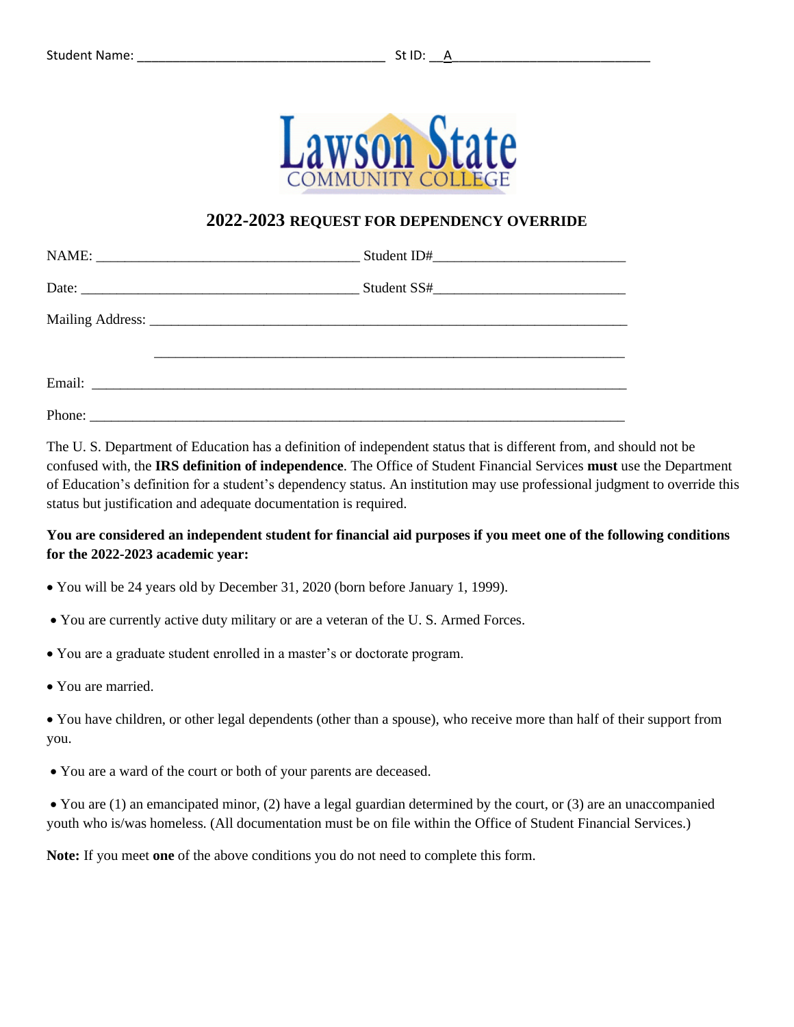Student Name: ___________________________________ St ID: __A___________________________

Lawson State COMMUNITY COLLEGE

## 2022-2023 REQUEST FOR DEPENDENCY OVERRIDE

NAME: _____________________________________ Student ID#__________________________

Date: ______________________________________ Student SS#__________________________

Mailing Address: ____________________________________________________________________

____________________________________________________________________

Email: ____________________________________________________________________________

Phone: ____________________________________________________________________________

The U. S. Department of Education has a definition of independent status that is different from, and should not be confused with, the **IRS definition of independence**. The Office of Student Financial Services **must** use the Department of Education's definition for a student's dependency status. An institution may use professional judgment to override this status but justification and adequate documentation is required.

**You are considered an independent student for financial aid purposes if you meet one of the following conditions for the 2022-2023 academic year:**

- You will be 24 years old by December 31, 2020 (born before January 1, 1999).
- You are currently active duty military or are a veteran of the U. S. Armed Forces.
- You are a graduate student enrolled in a master's or doctorate program.
- You are married.
- You have children, or other legal dependents (other than a spouse), who receive more than half of their support from you.
- You are a ward of the court or both of your parents are deceased.
- You are (1) an emancipated minor, (2) have a legal guardian determined by the court, or (3) are an unaccompanied youth who is/was homeless. (All documentation must be on file within the Office of Student Financial Services.)

**Note:** If you meet **one** of the above conditions you do not need to complete this form.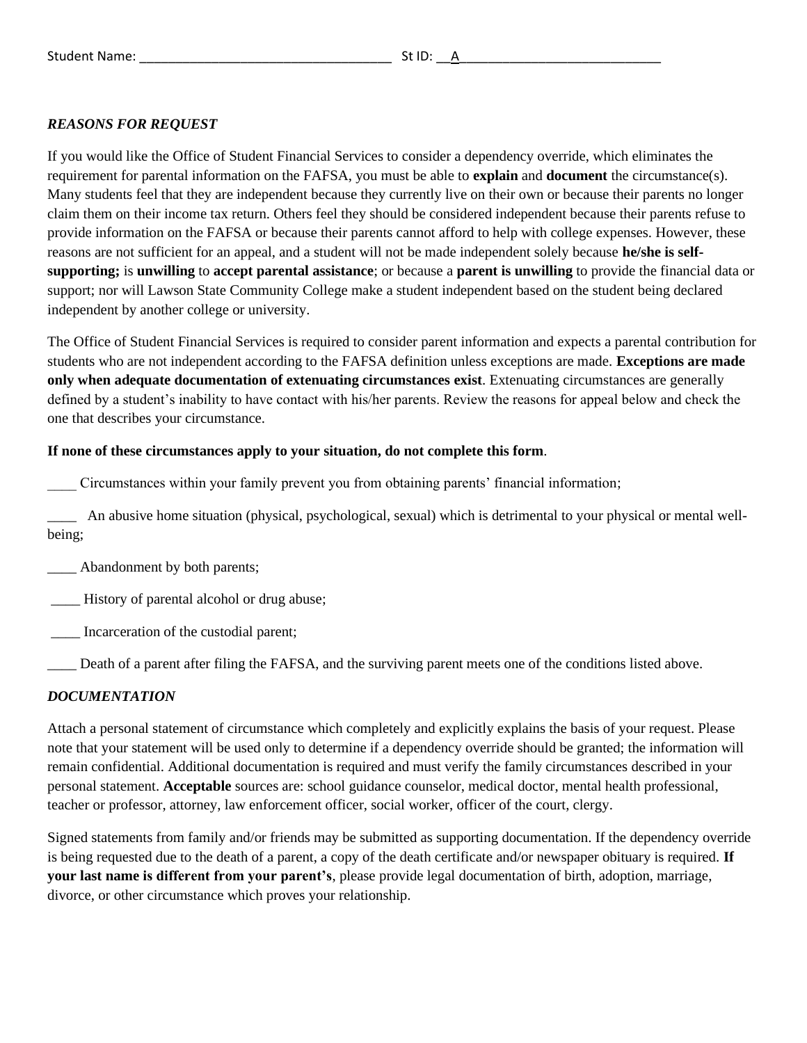Student Name: ___________________________________ St ID: __A____________________________

***REASONS FOR REQUEST***

If you would like the Office of Student Financial Services to consider a dependency override, which eliminates the requirement for parental information on the FAFSA, you must be able to **explain** and **document** the circumstance(s). Many students feel that they are independent because they currently live on their own or because their parents no longer claim them on their income tax return. Others feel they should be considered independent because their parents refuse to provide information on the FAFSA or because their parents cannot afford to help with college expenses. However, these reasons are not sufficient for an appeal, and a student will not be made independent solely because **he/she is self-supporting;** is **unwilling** to **accept parental assistance**; or because a **parent is unwilling** to provide the financial data or support; nor will Lawson State Community College make a student independent based on the student being declared independent by another college or university.

The Office of Student Financial Services is required to consider parent information and expects a parental contribution for students who are not independent according to the FAFSA definition unless exceptions are made. **Exceptions are made only when adequate documentation of extenuating circumstances exist**. Extenuating circumstances are generally defined by a student's inability to have contact with his/her parents. Review the reasons for appeal below and check the one that describes your circumstance.

**If none of these circumstances apply to your situation, do not complete this form**.

____ Circumstances within your family prevent you from obtaining parents' financial information;

____ An abusive home situation (physical, psychological, sexual) which is detrimental to your physical or mental well-being;

____ Abandonment by both parents;

____ History of parental alcohol or drug abuse;

____ Incarceration of the custodial parent;

____ Death of a parent after filing the FAFSA, and the surviving parent meets one of the conditions listed above.

***DOCUMENTATION***

Attach a personal statement of circumstance which completely and explicitly explains the basis of your request. Please note that your statement will be used only to determine if a dependency override should be granted; the information will remain confidential. Additional documentation is required and must verify the family circumstances described in your personal statement. **Acceptable** sources are: school guidance counselor, medical doctor, mental health professional, teacher or professor, attorney, law enforcement officer, social worker, officer of the court, clergy.

Signed statements from family and/or friends may be submitted as supporting documentation. If the dependency override is being requested due to the death of a parent, a copy of the death certificate and/or newspaper obituary is required. **If your last name is different from your parent's**, please provide legal documentation of birth, adoption, marriage, divorce, or other circumstance which proves your relationship.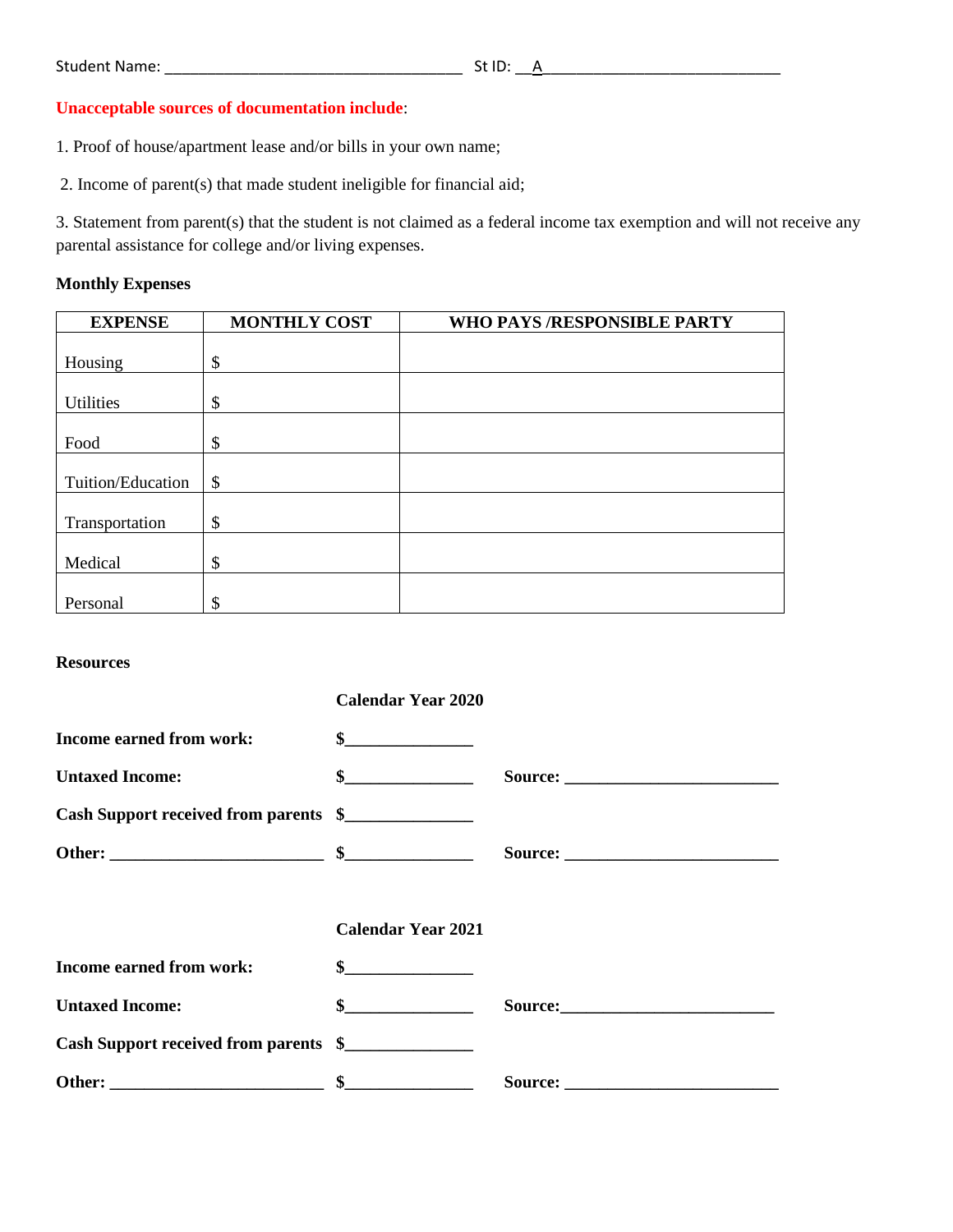Student Name: ___________________________________ St ID: __A____________________________

**Unacceptable sources of documentation include**:

1. Proof of house/apartment lease and/or bills in your own name;

2. Income of parent(s) that made student ineligible for financial aid;

3. Statement from parent(s) that the student is not claimed as a federal income tax exemption and will not receive any parental assistance for college and/or living expenses.

**Monthly Expenses**

| EXPENSE | MONTHLY COST | WHO PAYS /RESPONSIBLE PARTY |
|---|---|---|
| Housing | $ | |
| Utilities | $ | |
| Food | $ | |
| Tuition/Education | $ | |
| Transportation | $ | |
| Medical | $ | |
| Personal | $ | |

**Resources**

**Calendar Year 2020**

**Income earned from work:** $______________

**Untaxed Income:** $______________ **Source:** ________________________

**Cash Support received from parents** $______________

**Other:** ________________________ $______________ **Source:** ________________________

**Calendar Year 2021**

**Income earned from work:** $______________

**Untaxed Income:** $______________ **Source:**________________________

**Cash Support received from parents** $______________

**Other:** ________________________ $______________ **Source:** ________________________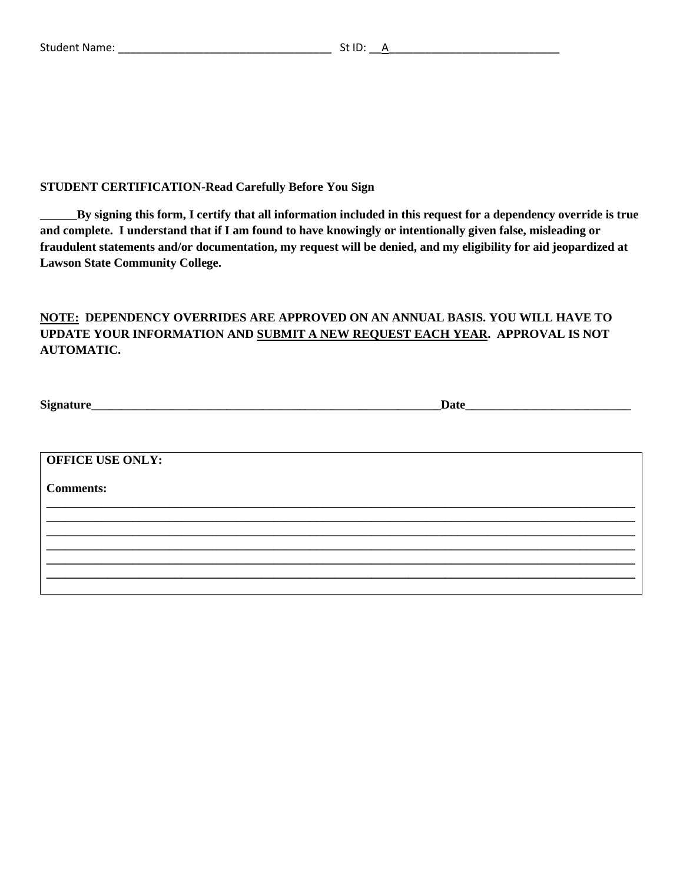Student Name: ___________________________________ St ID: __A____________________________

**STUDENT CERTIFICATION-Read Carefully Before You Sign**

**______By signing this form, I certify that all information included in this request for a dependency override is true and complete. I understand that if I am found to have knowingly or intentionally given false, misleading or fraudulent statements and/or documentation, my request will be denied, and my eligibility for aid jeopardized at Lawson State Community College.**

**<u>NOTE:</u> DEPENDENCY OVERRIDES ARE APPROVED ON AN ANNUAL BASIS. YOU WILL HAVE TO UPDATE YOUR INFORMATION AND <u>SUBMIT A NEW REQUEST EACH YEAR</u>. APPROVAL IS NOT AUTOMATIC.**

**Signature__________________________________________________________Date___________________________**

**OFFICE USE ONLY:**

**Comments:**

____________________________________________________________________________________________________
____________________________________________________________________________________________________
____________________________________________________________________________________________________
____________________________________________________________________________________________________
____________________________________________________________________________________________________
____________________________________________________________________________________________________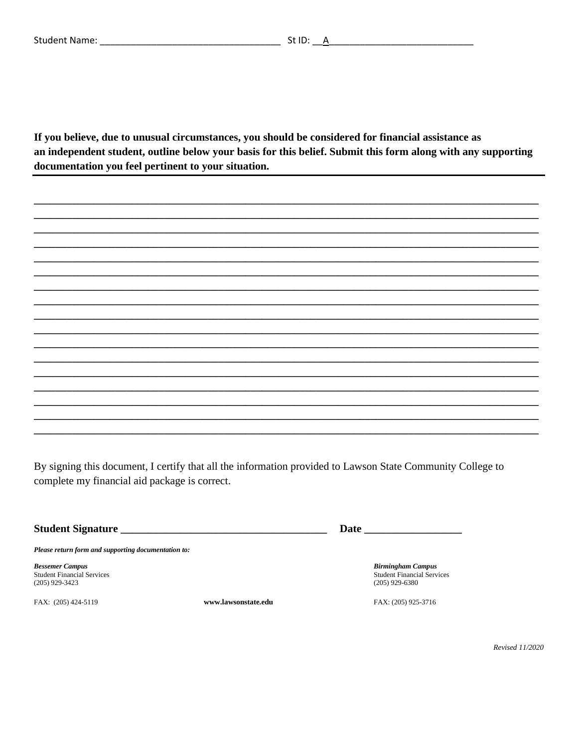Student Name: ___________________________________ St ID: __A___________________________

**If you believe, due to unusual circumstances, you should be considered for financial assistance as an independent student, outline below your basis for this belief. Submit this form along with any supporting documentation you feel pertinent to your situation.**

_____________________________________________________________________________________
_____________________________________________________________________________________
_____________________________________________________________________________________
_____________________________________________________________________________________
_____________________________________________________________________________________
_____________________________________________________________________________________
_____________________________________________________________________________________
_____________________________________________________________________________________
_____________________________________________________________________________________
_____________________________________________________________________________________
_____________________________________________________________________________________
_____________________________________________________________________________________
_____________________________________________________________________________________
_____________________________________________________________________________________
_____________________________________________________________________________________
_____________________________________________________________________________________
_____________________________________________________________________________________

By signing this document, I certify that all the information provided to Lawson State Community College to complete my financial aid package is correct.

**Student Signature ______________________________________ Date _________________**

***Please return form and supporting documentation to:***

***Bessemer Campus***
Student Financial Services
(205) 929-3423

***Birmingham Campus***
Student Financial Services
(205) 929-6380

FAX: (205) 424-5119

**www.lawsonstate.edu**

FAX: (205) 925-3716

*Revised 11/2020*